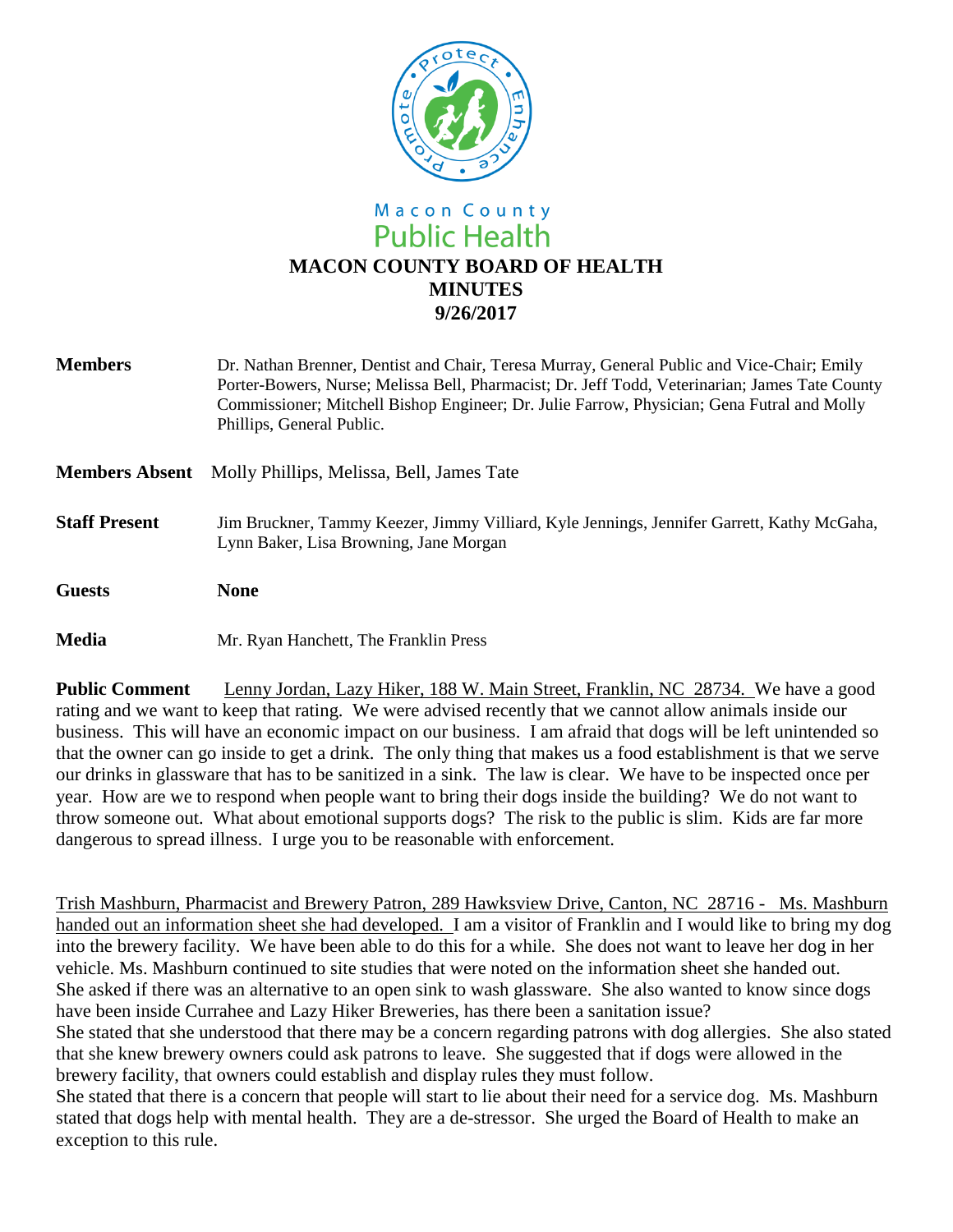Macon County
Public Health

# MACON COUNTY BOARD OF HEALTH
## MINUTES
## 9/26/2017

**Members** Dr. Nathan Brenner, Dentist and Chair, Teresa Murray, General Public and Vice-Chair; Emily Porter-Bowers, Nurse; Melissa Bell, Pharmacist; Dr. Jeff Todd, Veterinarian; James Tate County Commissioner; Mitchell Bishop Engineer; Dr. Julie Farrow, Physician; Gena Futral and Molly Phillips, General Public.

**Members Absent** Molly Phillips, Melissa, Bell, James Tate

**Staff Present** Jim Bruckner, Tammy Keezer, Jimmy Villiard, Kyle Jennings, Jennifer Garrett, Kathy McGaha, Lynn Baker, Lisa Browning, Jane Morgan

**Guests** **None**

**Media** Mr. Ryan Hanchett, The Franklin Press

**Public Comment** Lenny Jordan, Lazy Hiker, 188 W. Main Street, Franklin, NC 28734. We have a good rating and we want to keep that rating. We were advised recently that we cannot allow animals inside our business. This will have an economic impact on our business. I am afraid that dogs will be left unintended so that the owner can go inside to get a drink. The only thing that makes us a food establishment is that we serve our drinks in glassware that has to be sanitized in a sink. The law is clear. We have to be inspected once per year. How are we to respond when people want to bring their dogs inside the building? We do not want to throw someone out. What about emotional supports dogs? The risk to the public is slim. Kids are far more dangerous to spread illness. I urge you to be reasonable with enforcement.

Trish Mashburn, Pharmacist and Brewery Patron, 289 Hawksview Drive, Canton, NC 28716 - Ms. Mashburn handed out an information sheet she had developed. I am a visitor of Franklin and I would like to bring my dog into the brewery facility. We have been able to do this for a while. She does not want to leave her dog in her vehicle. Ms. Mashburn continued to site studies that were noted on the information sheet she handed out. She asked if there was an alternative to an open sink to wash glassware. She also wanted to know since dogs have been inside Currahee and Lazy Hiker Breweries, has there been a sanitation issue?
She stated that she understood that there may be a concern regarding patrons with dog allergies. She also stated that she knew brewery owners could ask patrons to leave. She suggested that if dogs were allowed in the brewery facility, that owners could establish and display rules they must follow.
She stated that there is a concern that people will start to lie about their need for a service dog. Ms. Mashburn stated that dogs help with mental health. They are a de-stressor. She urged the Board of Health to make an exception to this rule.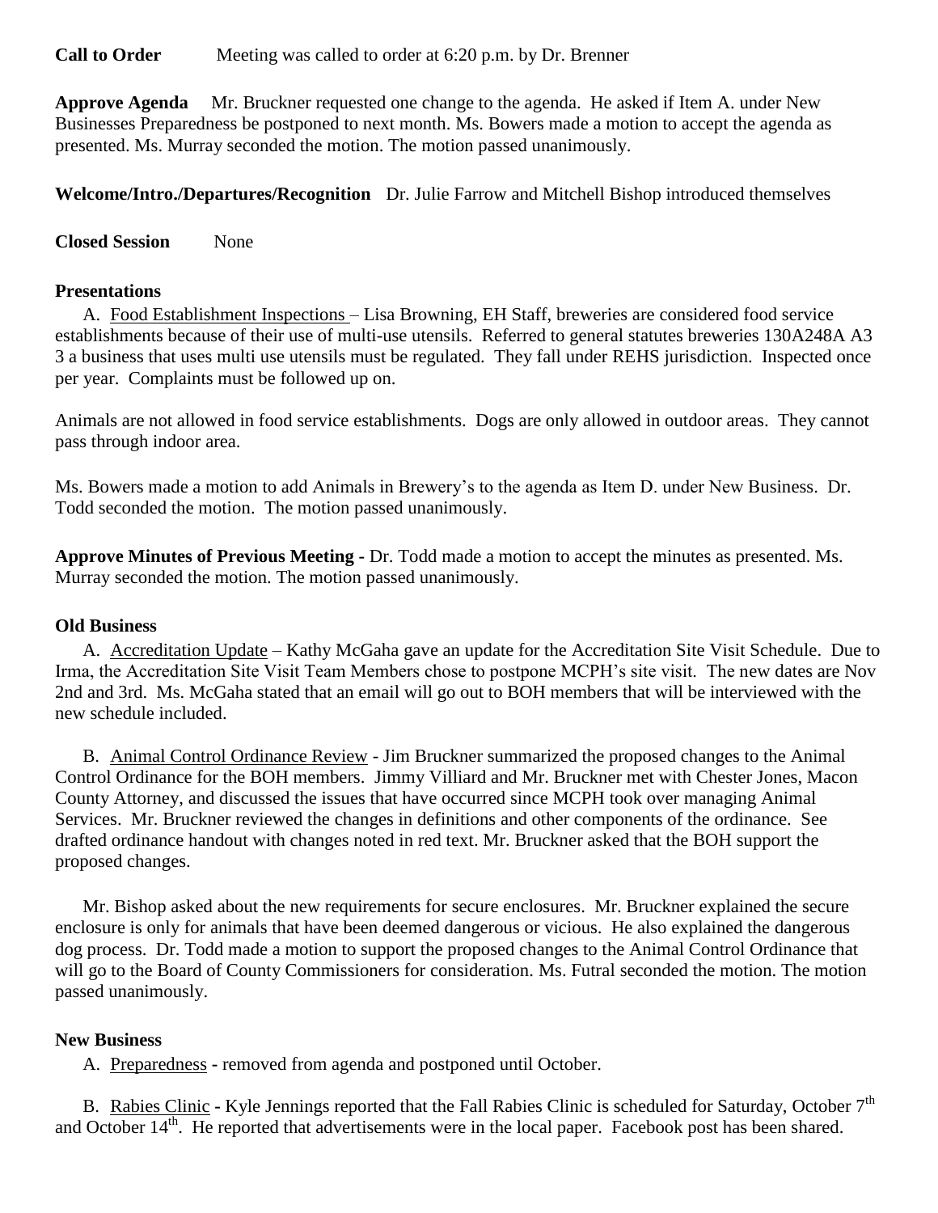**Call to Order** Meeting was called to order at 6:20 p.m. by Dr. Brenner

**Approve Agenda** Mr. Bruckner requested one change to the agenda. He asked if Item A. under New Businesses Preparedness be postponed to next month. Ms. Bowers made a motion to accept the agenda as presented. Ms. Murray seconded the motion. The motion passed unanimously.

**Welcome/Intro./Departures/Recognition** Dr. Julie Farrow and Mitchell Bishop introduced themselves

**Closed Session** None

**Presentations**

A. Food Establishment Inspections – Lisa Browning, EH Staff, breweries are considered food service establishments because of their use of multi-use utensils. Referred to general statutes breweries 130A248A A3 3 a business that uses multi use utensils must be regulated. They fall under REHS jurisdiction. Inspected once per year. Complaints must be followed up on.

Animals are not allowed in food service establishments. Dogs are only allowed in outdoor areas. They cannot pass through indoor area.

Ms. Bowers made a motion to add Animals in Brewery's to the agenda as Item D. under New Business. Dr. Todd seconded the motion. The motion passed unanimously.

**Approve Minutes of Previous Meeting -** Dr. Todd made a motion to accept the minutes as presented. Ms. Murray seconded the motion. The motion passed unanimously.

**Old Business**

A. Accreditation Update – Kathy McGaha gave an update for the Accreditation Site Visit Schedule. Due to Irma, the Accreditation Site Visit Team Members chose to postpone MCPH's site visit. The new dates are Nov 2nd and 3rd. Ms. McGaha stated that an email will go out to BOH members that will be interviewed with the new schedule included.

B. Animal Control Ordinance Review - Jim Bruckner summarized the proposed changes to the Animal Control Ordinance for the BOH members. Jimmy Villiard and Mr. Bruckner met with Chester Jones, Macon County Attorney, and discussed the issues that have occurred since MCPH took over managing Animal Services. Mr. Bruckner reviewed the changes in definitions and other components of the ordinance. See drafted ordinance handout with changes noted in red text. Mr. Bruckner asked that the BOH support the proposed changes.

Mr. Bishop asked about the new requirements for secure enclosures. Mr. Bruckner explained the secure enclosure is only for animals that have been deemed dangerous or vicious. He also explained the dangerous dog process. Dr. Todd made a motion to support the proposed changes to the Animal Control Ordinance that will go to the Board of County Commissioners for consideration. Ms. Futral seconded the motion. The motion passed unanimously.

**New Business**

A. Preparedness - removed from agenda and postponed until October.

B. Rabies Clinic - Kyle Jennings reported that the Fall Rabies Clinic is scheduled for Saturday, October 7th and October 14th. He reported that advertisements were in the local paper. Facebook post has been shared.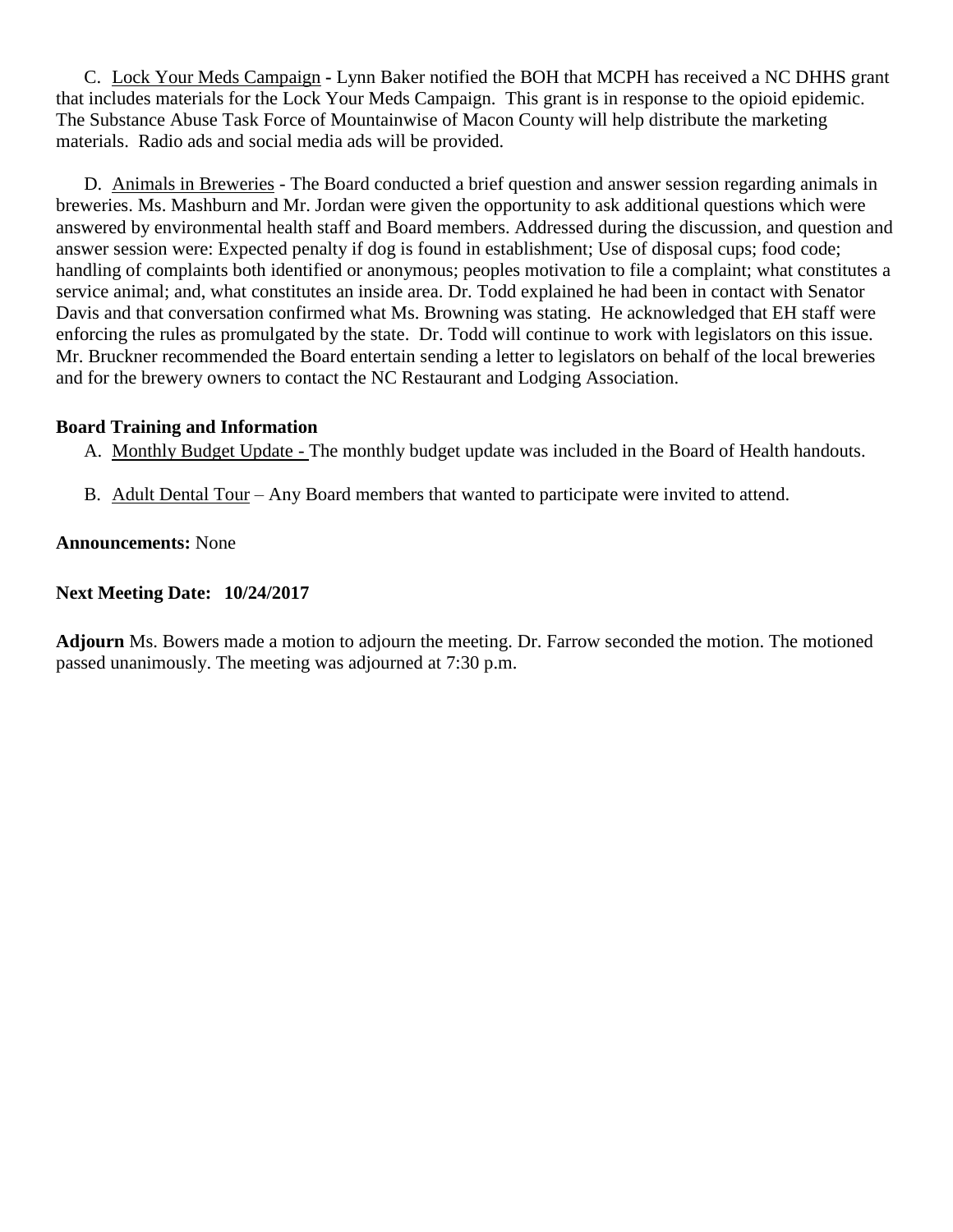C. Lock Your Meds Campaign - Lynn Baker notified the BOH that MCPH has received a NC DHHS grant that includes materials for the Lock Your Meds Campaign. This grant is in response to the opioid epidemic. The Substance Abuse Task Force of Mountainwise of Macon County will help distribute the marketing materials. Radio ads and social media ads will be provided.

D. Animals in Breweries - The Board conducted a brief question and answer session regarding animals in breweries. Ms. Mashburn and Mr. Jordan were given the opportunity to ask additional questions which were answered by environmental health staff and Board members. Addressed during the discussion, and question and answer session were: Expected penalty if dog is found in establishment; Use of disposal cups; food code; handling of complaints both identified or anonymous; peoples motivation to file a complaint; what constitutes a service animal; and, what constitutes an inside area. Dr. Todd explained he had been in contact with Senator Davis and that conversation confirmed what Ms. Browning was stating. He acknowledged that EH staff were enforcing the rules as promulgated by the state. Dr. Todd will continue to work with legislators on this issue. Mr. Bruckner recommended the Board entertain sending a letter to legislators on behalf of the local breweries and for the brewery owners to contact the NC Restaurant and Lodging Association.

**Board Training and Information**

A. Monthly Budget Update - The monthly budget update was included in the Board of Health handouts.

B. Adult Dental Tour – Any Board members that wanted to participate were invited to attend.

**Announcements:** None

**Next Meeting Date: 10/24/2017**

**Adjourn** Ms. Bowers made a motion to adjourn the meeting. Dr. Farrow seconded the motion. The motioned passed unanimously. The meeting was adjourned at 7:30 p.m.